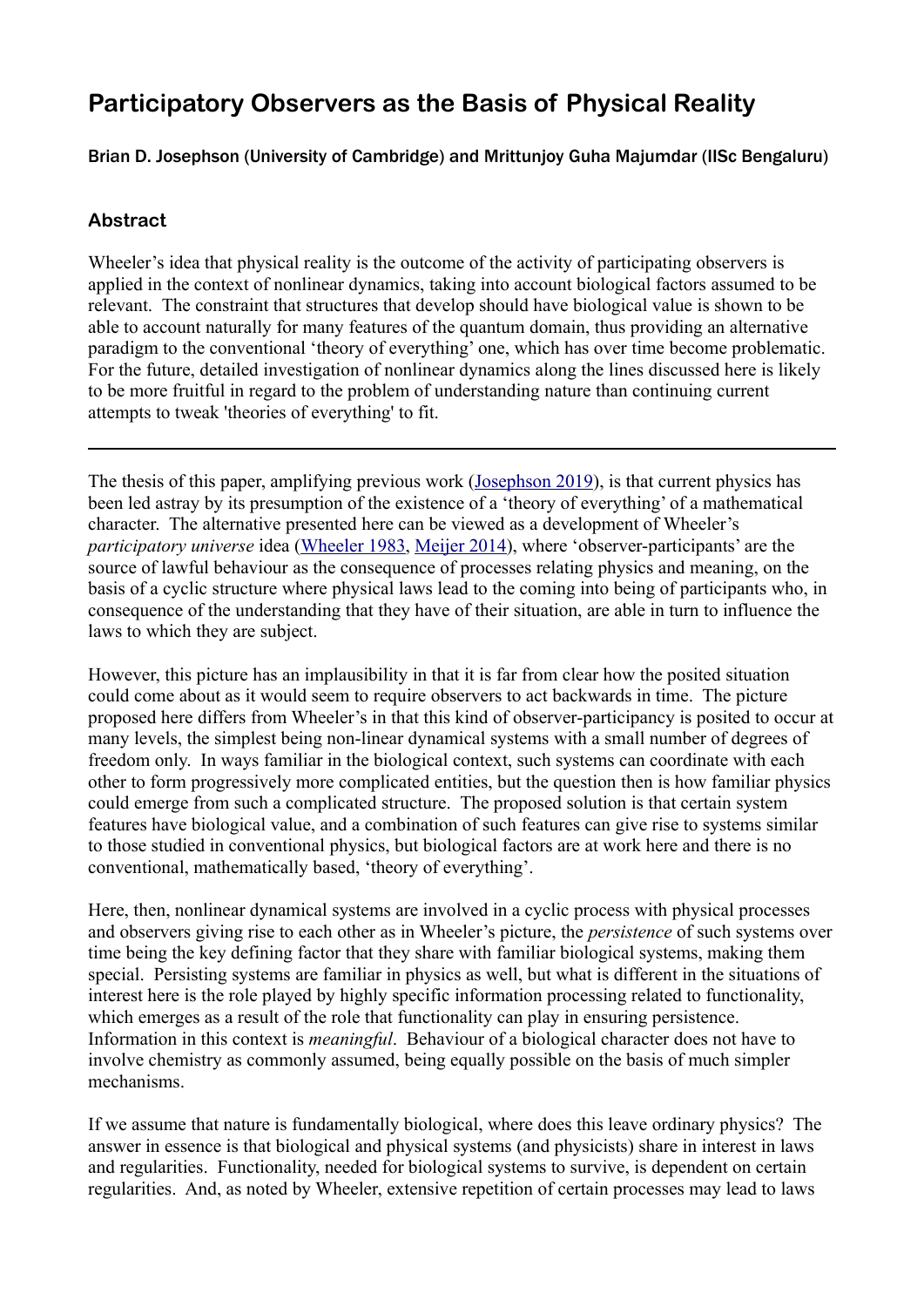# Participatory Observers as the Basis of Physical Reality

Brian D. Josephson (University of Cambridge) and Mrittunjoy Guha Majumdar (IISc Bengaluru)

## Abstract

Wheeler's idea that physical reality is the outcome of the activity of participating observers is applied in the context of nonlinear dynamics, taking into account biological factors assumed to be relevant. The constraint that structures that develop should have biological value is shown to be able to account naturally for many features of the quantum domain, thus providing an alternative paradigm to the conventional 'theory of everything' one, which has over time become problematic. For the future, detailed investigation of nonlinear dynamics along the lines discussed here is likely to be more fruitful in regard to the problem of understanding nature than continuing current attempts to tweak 'theories of everything' to fit.

---

The thesis of this paper, amplifying previous work (Josephson 2019), is that current physics has been led astray by its presumption of the existence of a 'theory of everything' of a mathematical character. The alternative presented here can be viewed as a development of Wheeler's *participatory universe* idea (Wheeler 1983, Meijer 2014), where 'observer-participants' are the source of lawful behaviour as the consequence of processes relating physics and meaning, on the basis of a cyclic structure where physical laws lead to the coming into being of participants who, in consequence of the understanding that they have of their situation, are able in turn to influence the laws to which they are subject.

However, this picture has an implausibility in that it is far from clear how the posited situation could come about as it would seem to require observers to act backwards in time. The picture proposed here differs from Wheeler's in that this kind of observer-participancy is posited to occur at many levels, the simplest being non-linear dynamical systems with a small number of degrees of freedom only. In ways familiar in the biological context, such systems can coordinate with each other to form progressively more complicated entities, but the question then is how familiar physics could emerge from such a complicated structure. The proposed solution is that certain system features have biological value, and a combination of such features can give rise to systems similar to those studied in conventional physics, but biological factors are at work here and there is no conventional, mathematically based, 'theory of everything'.

Here, then, nonlinear dynamical systems are involved in a cyclic process with physical processes and observers giving rise to each other as in Wheeler's picture, the *persistence* of such systems over time being the key defining factor that they share with familiar biological systems, making them special. Persisting systems are familiar in physics as well, but what is different in the situations of interest here is the role played by highly specific information processing related to functionality, which emerges as a result of the role that functionality can play in ensuring persistence. Information in this context is *meaningful*. Behaviour of a biological character does not have to involve chemistry as commonly assumed, being equally possible on the basis of much simpler mechanisms.

If we assume that nature is fundamentally biological, where does this leave ordinary physics? The answer in essence is that biological and physical systems (and physicists) share in interest in laws and regularities. Functionality, needed for biological systems to survive, is dependent on certain regularities. And, as noted by Wheeler, extensive repetition of certain processes may lead to laws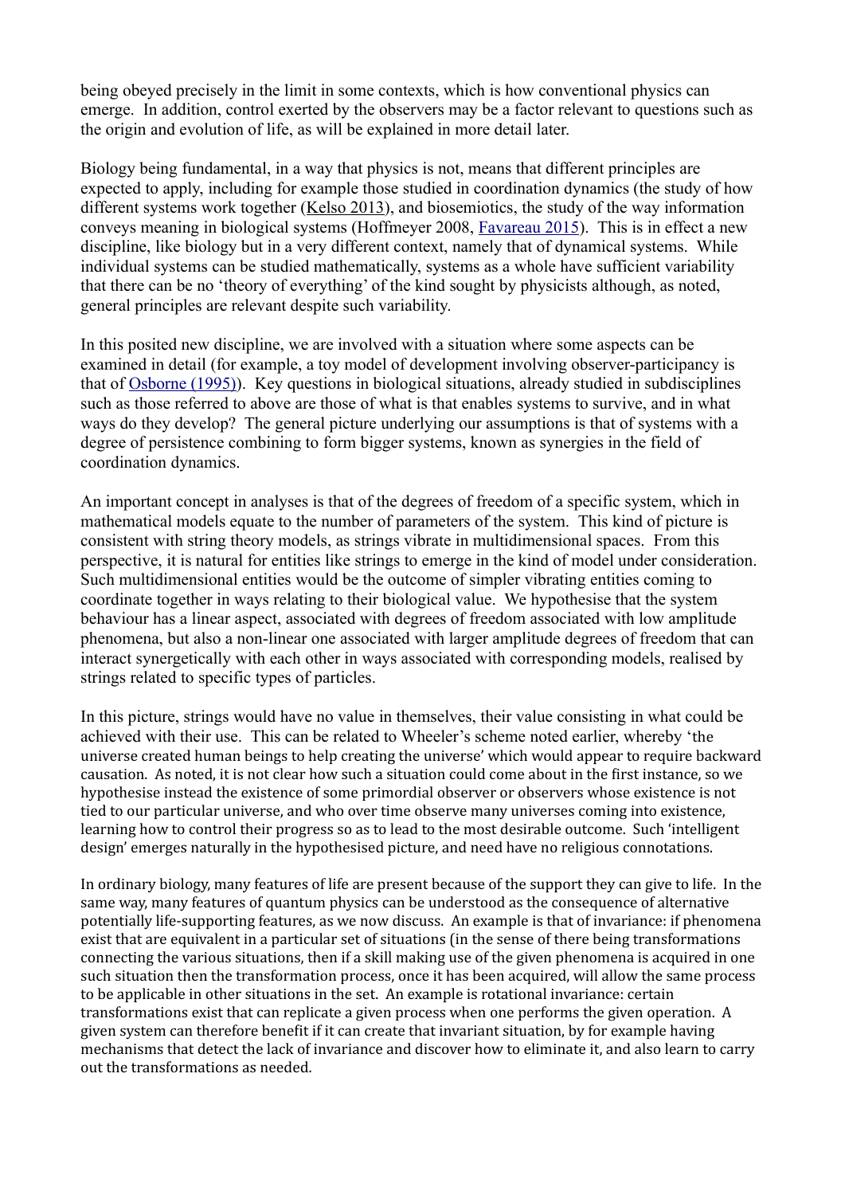being obeyed precisely in the limit in some contexts, which is how conventional physics can emerge. In addition, control exerted by the observers may be a factor relevant to questions such as the origin and evolution of life, as will be explained in more detail later.

Biology being fundamental, in a way that physics is not, means that different principles are expected to apply, including for example those studied in coordination dynamics (the study of how different systems work together (Kelso 2013), and biosemiotics, the study of the way information conveys meaning in biological systems (Hoffmeyer 2008, Favareau 2015). This is in effect a new discipline, like biology but in a very different context, namely that of dynamical systems. While individual systems can be studied mathematically, systems as a whole have sufficient variability that there can be no 'theory of everything' of the kind sought by physicists although, as noted, general principles are relevant despite such variability.

In this posited new discipline, we are involved with a situation where some aspects can be examined in detail (for example, a toy model of development involving observer-participancy is that of Osborne (1995)). Key questions in biological situations, already studied in subdisciplines such as those referred to above are those of what is that enables systems to survive, and in what ways do they develop? The general picture underlying our assumptions is that of systems with a degree of persistence combining to form bigger systems, known as synergies in the field of coordination dynamics.

An important concept in analyses is that of the degrees of freedom of a specific system, which in mathematical models equate to the number of parameters of the system. This kind of picture is consistent with string theory models, as strings vibrate in multidimensional spaces. From this perspective, it is natural for entities like strings to emerge in the kind of model under consideration. Such multidimensional entities would be the outcome of simpler vibrating entities coming to coordinate together in ways relating to their biological value. We hypothesise that the system behaviour has a linear aspect, associated with degrees of freedom associated with low amplitude phenomena, but also a non-linear one associated with larger amplitude degrees of freedom that can interact synergetically with each other in ways associated with corresponding models, realised by strings related to specific types of particles.

In this picture, strings would have no value in themselves, their value consisting in what could be achieved with their use. This can be related to Wheeler's scheme noted earlier, whereby 'the universe created human beings to help creating the universe' which would appear to require backward causation. As noted, it is not clear how such a situation could come about in the first instance, so we hypothesise instead the existence of some primordial observer or observers whose existence is not tied to our particular universe, and who over time observe many universes coming into existence, learning how to control their progress so as to lead to the most desirable outcome. Such 'intelligent design' emerges naturally in the hypothesised picture, and need have no religious connotations.

In ordinary biology, many features of life are present because of the support they can give to life. In the same way, many features of quantum physics can be understood as the consequence of alternative potentially life-supporting features, as we now discuss. An example is that of invariance: if phenomena exist that are equivalent in a particular set of situations (in the sense of there being transformations connecting the various situations, then if a skill making use of the given phenomena is acquired in one such situation then the transformation process, once it has been acquired, will allow the same process to be applicable in other situations in the set. An example is rotational invariance: certain transformations exist that can replicate a given process when one performs the given operation. A given system can therefore benefit if it can create that invariant situation, by for example having mechanisms that detect the lack of invariance and discover how to eliminate it, and also learn to carry out the transformations as needed.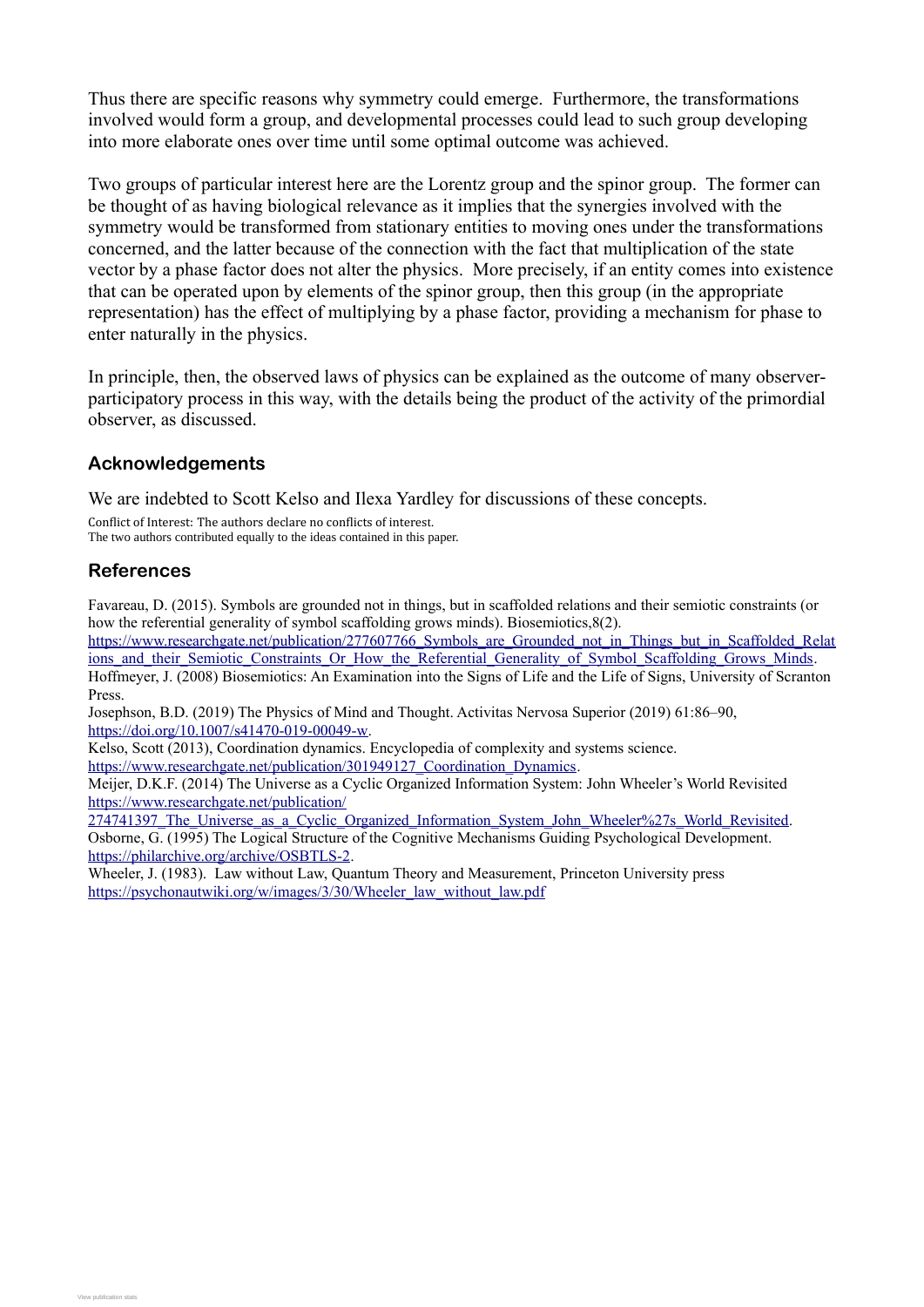Thus there are specific reasons why symmetry could emerge. Furthermore, the transformations involved would form a group, and developmental processes could lead to such group developing into more elaborate ones over time until some optimal outcome was achieved.

Two groups of particular interest here are the Lorentz group and the spinor group. The former can be thought of as having biological relevance as it implies that the synergies involved with the symmetry would be transformed from stationary entities to moving ones under the transformations concerned, and the latter because of the connection with the fact that multiplication of the state vector by a phase factor does not alter the physics. More precisely, if an entity comes into existence that can be operated upon by elements of the spinor group, then this group (in the appropriate representation) has the effect of multiplying by a phase factor, providing a mechanism for phase to enter naturally in the physics.

In principle, then, the observed laws of physics can be explained as the outcome of many observer-participatory process in this way, with the details being the product of the activity of the primordial observer, as discussed.

## Acknowledgements

We are indebted to Scott Kelso and Ilexa Yardley for discussions of these concepts.

Conflict of Interest: The authors declare no conflicts of interest.
The two authors contributed equally to the ideas contained in this paper.

## References

Favareau, D. (2015). Symbols are grounded not in things, but in scaffolded relations and their semiotic constraints (or how the referential generality of symbol scaffolding grows minds). Biosemiotics,8(2). https://www.researchgate.net/publication/277607766_Symbols_are_Grounded_not_in_Things_but_in_Scaffolded_Relations_and_their_Semiotic_Constraints_Or_How_the_Referential_Generality_of_Symbol_Scaffolding_Grows_Minds.

Hoffmeyer, J. (2008) Biosemiotics: An Examination into the Signs of Life and the Life of Signs, University of Scranton Press.

Josephson, B.D. (2019) The Physics of Mind and Thought. Activitas Nervosa Superior (2019) 61:86–90, https://doi.org/10.1007/s41470-019-00049-w.

Kelso, Scott (2013), Coordination dynamics. Encyclopedia of complexity and systems science. https://www.researchgate.net/publication/301949127_Coordination_Dynamics.

Meijer, D.K.F. (2014) The Universe as a Cyclic Organized Information System: John Wheeler's World Revisited https://www.researchgate.net/publication/274741397_The_Universe_as_a_Cyclic_Organized_Information_System_John_Wheeler%27s_World_Revisited.

Osborne, G. (1995) The Logical Structure of the Cognitive Mechanisms Guiding Psychological Development. https://philarchive.org/archive/OSBTLS-2.

Wheeler, J. (1983). Law without Law, Quantum Theory and Measurement, Princeton University press https://psychonautwiki.org/w/images/3/30/Wheeler_law_without_law.pdf